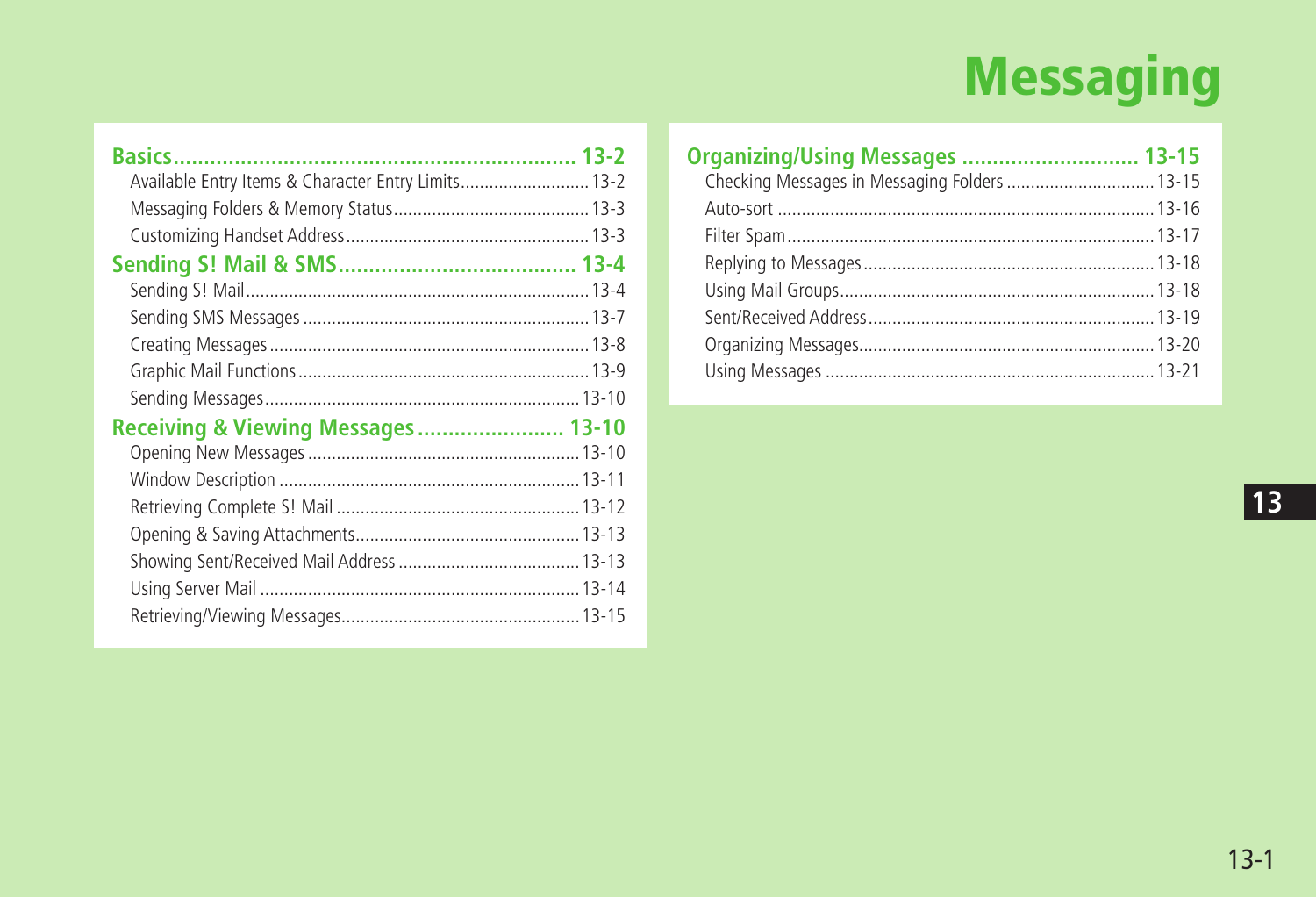# Messaging

**Basics ... 13-2**
- Available Entry Items & Character Entry Limits ... 13-2
- Messaging Folders & Memory Status ... 13-3
- Customizing Handset Address ... 13-3

**Sending S! Mail & SMS ... 13-4**
- Sending S! Mail ... 13-4
- Sending SMS Messages ... 13-7
- Creating Messages ... 13-8
- Graphic Mail Functions ... 13-9
- Sending Messages ... 13-10

**Receiving & Viewing Messages ... 13-10**
- Opening New Messages ... 13-10
- Window Description ... 13-11
- Retrieving Complete S! Mail ... 13-12
- Opening & Saving Attachments ... 13-13
- Showing Sent/Received Mail Address ... 13-13
- Using Server Mail ... 13-14
- Retrieving/Viewing Messages ... 13-15

**Organizing/Using Messages ... 13-15**
- Checking Messages in Messaging Folders ... 13-15
- Auto-sort ... 13-16
- Filter Spam ... 13-17
- Replying to Messages ... 13-18
- Using Mail Groups ... 13-18
- Sent/Received Address ... 13-19
- Organizing Messages ... 13-20
- Using Messages ... 13-21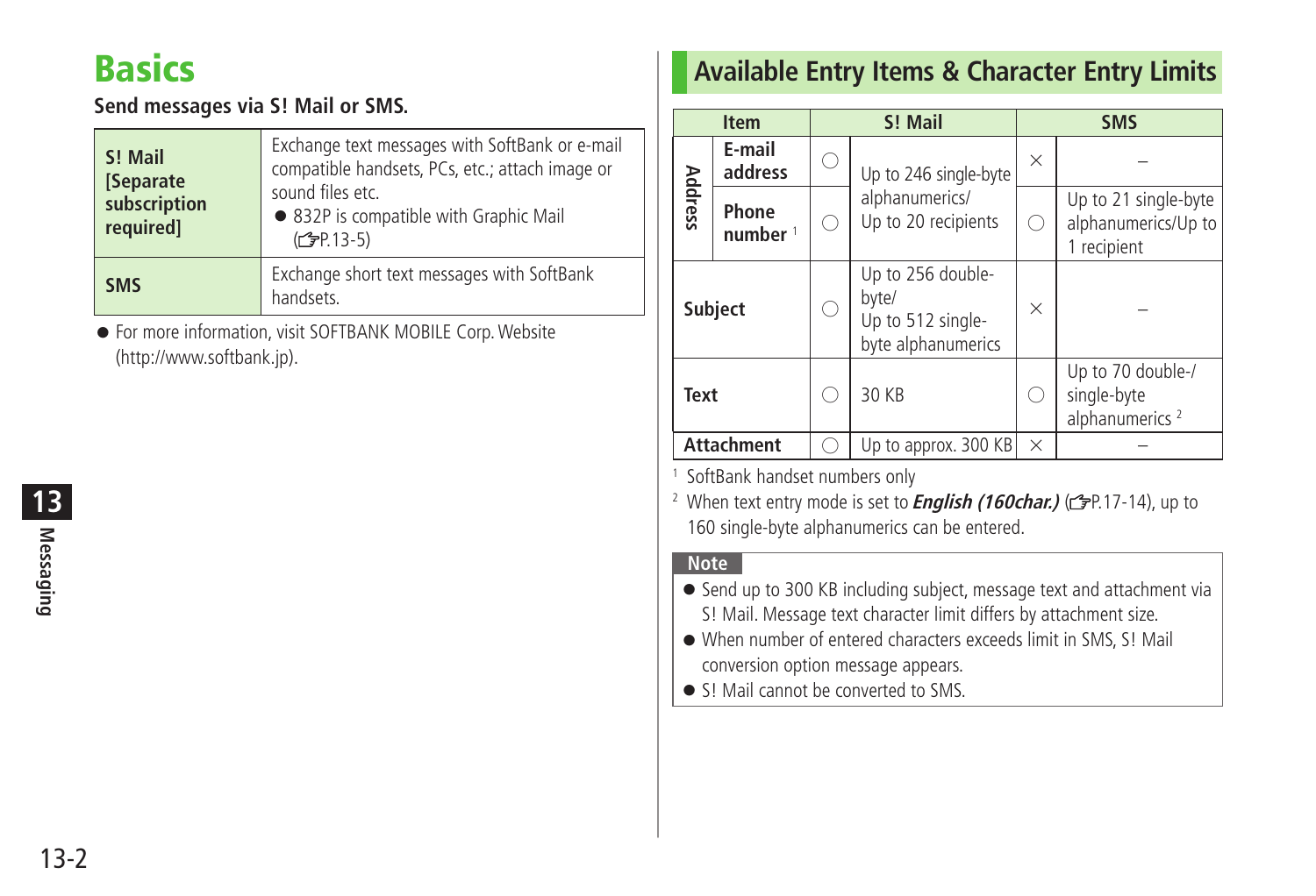# Basics

**Send messages via S! Mail or SMS.**

| | |
|---|---|
| **S! Mail [Separate subscription required]** | Exchange text messages with SoftBank or e-mail compatible handsets, PCs, etc.; attach image or sound files etc.<br>● 832P is compatible with Graphic Mail (☞P.13-5) |
| **SMS** | Exchange short text messages with SoftBank handsets. |

● For more information, visit SOFTBANK MOBILE Corp. Website (http://www.softbank.jp).

## Available Entry Items & Character Entry Limits

| Item | | S! Mail | | SMS | |
|---|---|---|---|---|---|
| Address | E-mail address | ○ | Up to 246 single-byte alphanumerics/ Up to 20 recipients | × | – |
| | Phone number [1] | ○ | | ○ | Up to 21 single-byte alphanumerics/Up to 1 recipient |
| Subject | | ○ | Up to 256 double-byte/ Up to 512 single-byte alphanumerics | × | – |
| Text | | ○ | 30 KB | ○ | Up to 70 double-/ single-byte alphanumerics [2] |
| Attachment | | ○ | Up to approx. 300 KB | × | – |

[1] SoftBank handset numbers only

[2] When text entry mode is set to ***English (160char.)*** (☞P.17-14), up to 160 single-byte alphanumerics can be entered.

**Note**

- Send up to 300 KB including subject, message text and attachment via S! Mail. Message text character limit differs by attachment size.
- When number of entered characters exceeds limit in SMS, S! Mail conversion option message appears.
- S! Mail cannot be converted to SMS.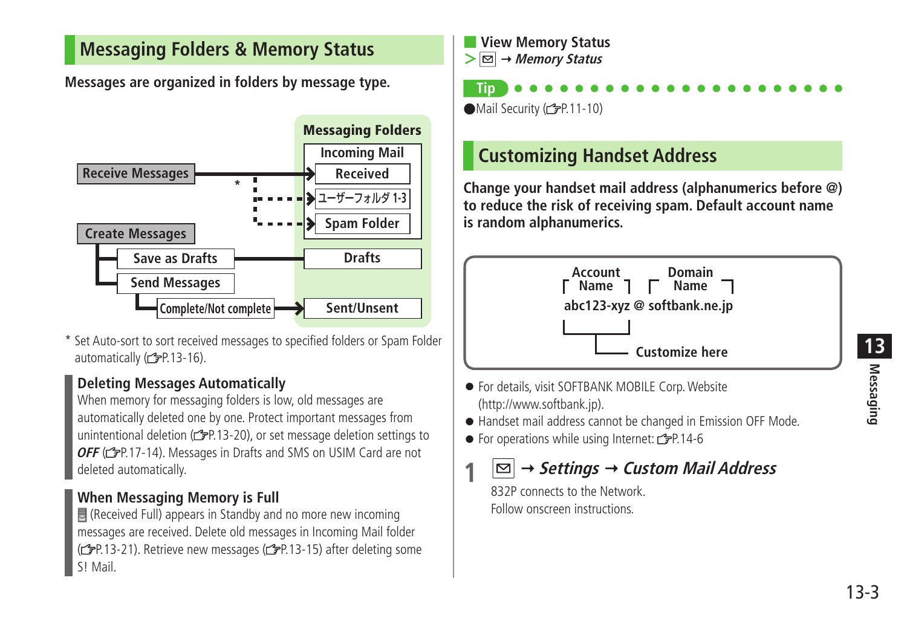## Messaging Folders & Memory Status

**Messages are organized in folders by message type.**

**Messaging Folders**

- **Receive Messages** → Incoming Mail: **Received**; * ユーザーフォルダ 1-3; * Spam Folder
- **Create Messages**
  - **Save as Drafts** → **Drafts**
  - **Send Messages** → **Complete/Not complete** → **Sent/Unsent**

\* Set Auto-sort to sort received messages to specified folders or Spam Folder automatically (☞P.13-16).

### Deleting Messages Automatically

When memory for messaging folders is low, old messages are automatically deleted one by one. Protect important messages from unintentional deletion (☞P.13-20), or set message deletion settings to ***OFF*** (☞P.17-14). Messages in Drafts and SMS on USIM Card are not deleted automatically.

### When Messaging Memory is Full

(Received Full) appears in Standby and no more new incoming messages are received. Delete old messages in Incoming Mail folder (☞P.13-21). Retrieve new messages (☞P.13-15) after deleting some S! Mail.

### View Memory Status

> ✉ → ***Memory Status***

**Tip**

- Mail Security (☞P.11-10)

## Customizing Handset Address

**Change your handset mail address (alphanumerics before @) to reduce the risk of receiving spam. Default account name is random alphanumerics.**

```
 Account Name    Domain Name
abc123-xyz @ softbank.ne.jp
    └── Customize here
```

- For details, visit SOFTBANK MOBILE Corp. Website (http://www.softbank.jp).
- Handset mail address cannot be changed in Emission OFF Mode.
- For operations while using Internet: ☞P.14-6

**1** ✉ → ***Settings*** → ***Custom Mail Address***

832P connects to the Network.
Follow onscreen instructions.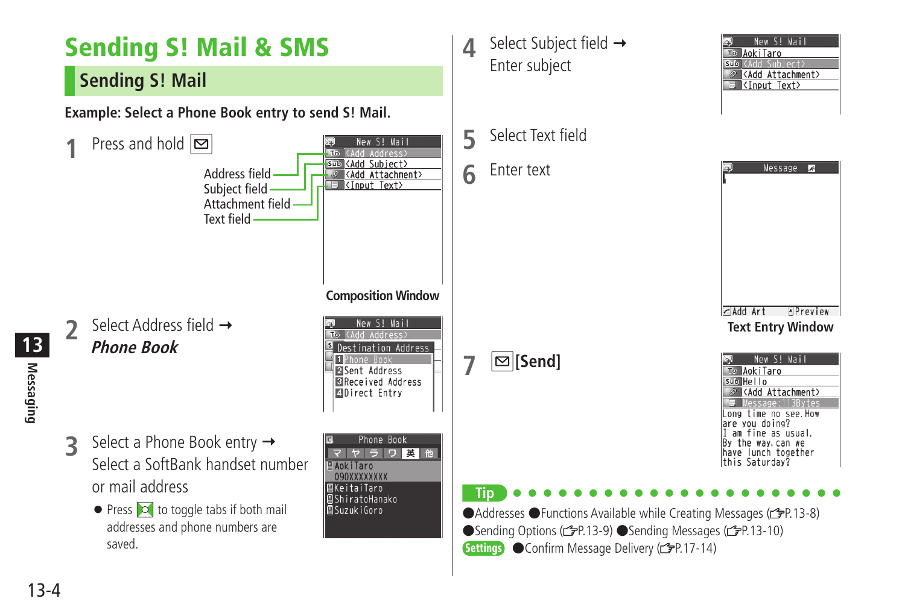# Sending S! Mail & SMS

## Sending S! Mail

**Example: Select a Phone Book entry to send S! Mail.**

**1** Press and hold ✉

Address field
Subject field
Attachment field
Text field

New S! Mail
<Add Address>
<Add Subject>
<Add Attachment>
<Input Text>

**Composition Window**

**2** Select Address field → ***Phone Book***

New S! Mail
<Add Address>
Destination Address
1 Phone Book
2 Sent Address
3 Received Address
4 Direct Entry

**3** Select a Phone Book entry → Select a SoftBank handset number or mail address

- Press ✉ to toggle tabs if both mail addresses and phone numbers are saved.

Phone Book
マ ヤ ラ ワ 英 他
AokiTaro
090XXXXXXXX
KeitaiTaro
ShiratoHanako
SuzukiGoro

**4** Select Subject field → Enter subject

New S! Mail
AokiTaro
<Add Subject>
<Add Attachment>
<Input Text>

**5** Select Text field

**6** Enter text

Message
Add Art
Preview

**Text Entry Window**

**7** ✉ **[Send]**

New S! Mail
AokiTaro
Hello
<Add Attachment>
Message:113Bytes
Long time no see. How are you doing?
I am fine as usual.
By the way, can we have lunch together this Saturday?

**Tip**

● Addresses ● Functions Available while Creating Messages (☞P.13-8)
● Sending Options (☞P.13-9) ● Sending Messages (☞P.13-10)
**Settings** ● Confirm Message Delivery (☞P.17-14)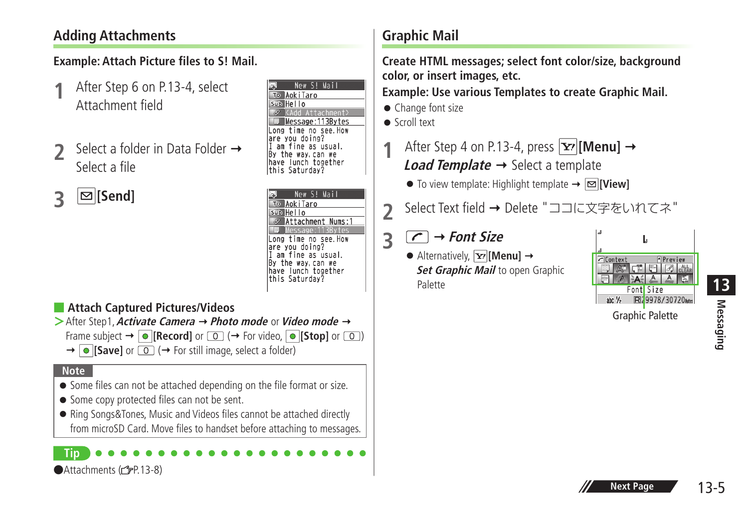## Adding Attachments

**Example: Attach Picture files to S! Mail.**

**1** After Step 6 on P.13-4, select Attachment field

**2** Select a folder in Data Folder → Select a file

**3** [Send]

### Attach Captured Pictures/Videos

> After Step1, ***Activate Camera*** → ***Photo mode*** or ***Video mode*** → Frame subject → **[Record]** or 0 (→ For video, **[Stop]** or 0) → **[Save]** or 0 (→ For still image, select a folder)

**Note**

- Some files can not be attached depending on the file format or size.
- Some copy protected files can not be sent.
- Ring Songs&Tones, Music and Videos files cannot be attached directly from microSD Card. Move files to handset before attaching to messages.

**Tip**

- Attachments (☞P.13-8)

## Graphic Mail

**Create HTML messages; select font color/size, background color, or insert images, etc.**

**Example: Use various Templates to create Graphic Mail.**

- Change font size
- Scroll text

**1** After Step 4 on P.13-4, press **[Menu]** → ***Load Template*** → Select a template

- To view template: Highlight template → **[View]**

**2** Select Text field → Delete "ココに文字をいれてネ"

**3** → ***Font Size***

- Alternatively, **[Menu]** → ***Set Graphic Mail*** to open Graphic Palette

Graphic Palette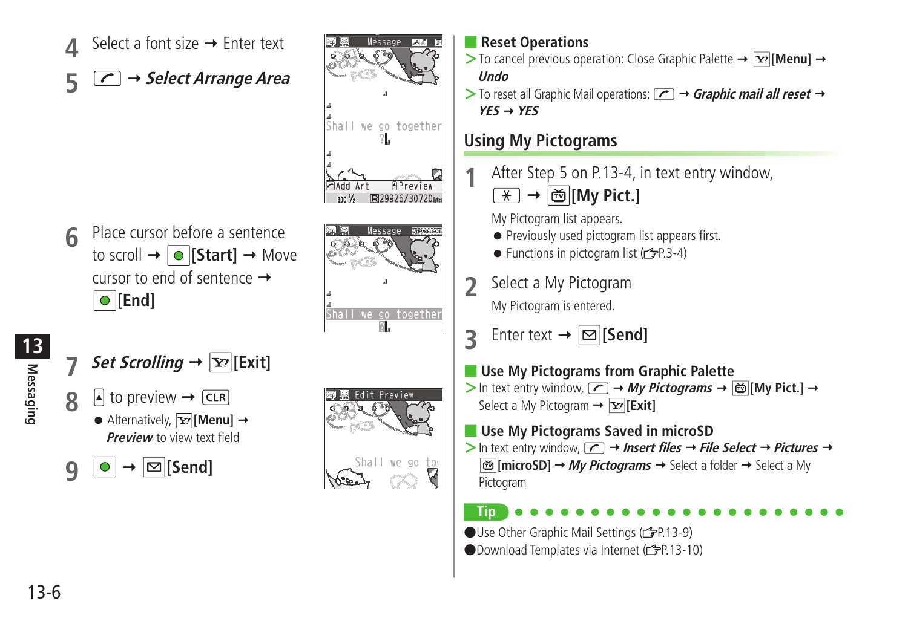**4** Select a font size → Enter text

**5** [ ] → ***Select Arrange Area***

**6** Place cursor before a sentence to scroll → [Start] → Move cursor to end of sentence → [End]

**7** ***Set Scrolling*** → [Exit]

**8** [ ] to preview → [CLR]

- Alternatively, [Menu] → ***Preview*** to view text field

**9** [ ] → [Send]

## Reset Operations

> To cancel previous operation: Close Graphic Palette → [Menu] → ***Undo***

> To reset all Graphic Mail operations: [ ] → ***Graphic mail all reset*** → ***YES*** → ***YES***

# Using My Pictograms

**1** After Step 5 on P.13-4, in text entry window, [ * ] → [My Pict.]

My Pictogram list appears.

- Previously used pictogram list appears first.
- Functions in pictogram list (☞P.3-4)

**2** Select a My Pictogram

My Pictogram is entered.

**3** Enter text → [Send]

## Use My Pictograms from Graphic Palette

> In text entry window, [ ] → ***My Pictograms*** → [My Pict.] → Select a My Pictogram → [Exit]

## Use My Pictograms Saved in microSD

> In text entry window, [ ] → ***Insert files*** → ***File Select*** → ***Pictures*** → [microSD] → ***My Pictograms*** → Select a folder → Select a My Pictogram

**Tip**

- Use Other Graphic Mail Settings (☞P.13-9)
- Download Templates via Internet (☞P.13-10)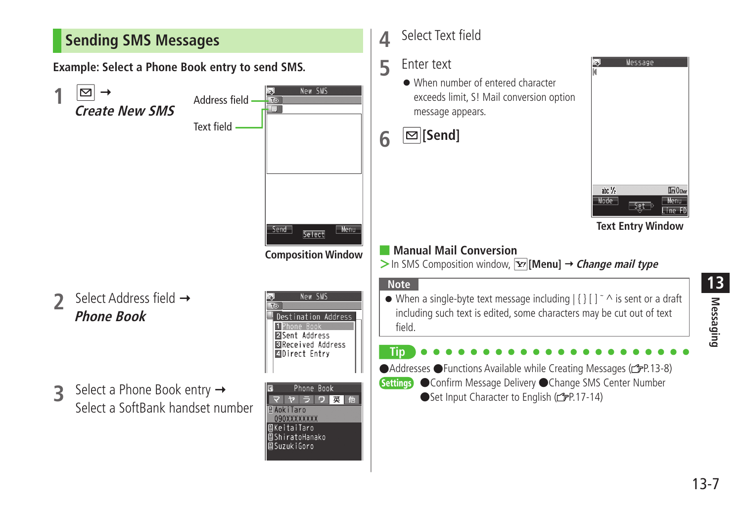## Sending SMS Messages

**Example: Select a Phone Book entry to send SMS.**

**1** ✉ → ***Create New SMS***

Address field

Text field

New SMS
To
Send Select Menu

**Composition Window**

**2** Select Address field → ***Phone Book***

New SMS
To
Destination Address
1 Phone Book
2 Sent Address
3 Received Address
4 Direct Entry

**3** Select a Phone Book entry → Select a SoftBank handset number

Phone Book
マ ヤ ラ ワ 英 他
AokiTaro
090XXXXXXXX
KeitaiTaro
ShiratoHanako
SuzukiGoro

**4** Select Text field

**5** Enter text

- When number of entered character exceeds limit, S! Mail conversion option message appears.

**6** ✉ **[Send]**

Message
abc ½ 0 Char
Mode Set Menu Line FD

**Text Entry Window**

### Manual Mail Conversion

> In SMS Composition window, Y! **[Menu]** → ***Change mail type***

**Note**

- When a single-byte text message including | { } [ ] ˜ ^ is sent or a draft including such text is edited, some characters may be cut out of text field.

**Tip**

●Addresses ●Functions Available while Creating Messages (☞P.13-8)

**Settings** ●Confirm Message Delivery ●Change SMS Center Number ●Set Input Character to English (☞P.17-14)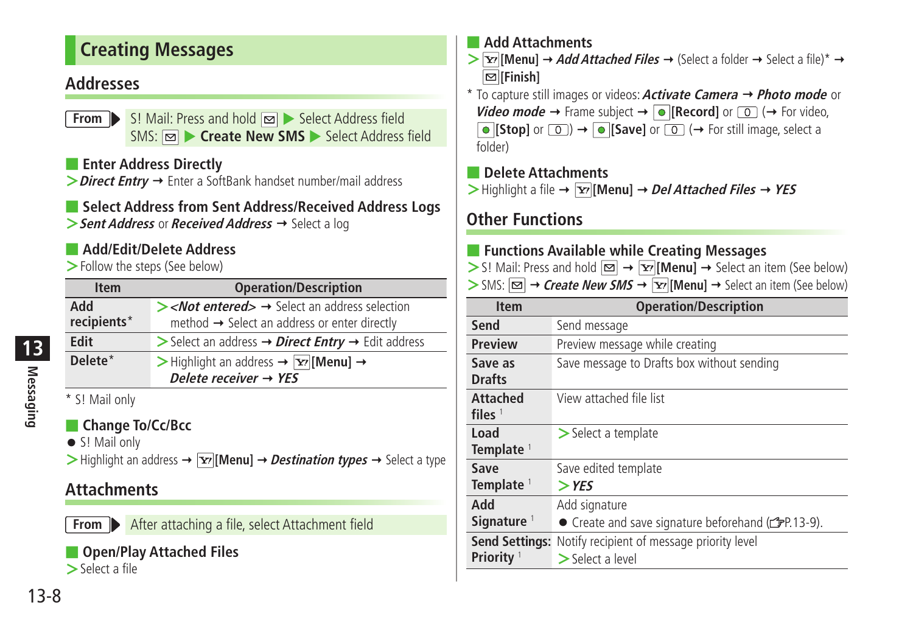# Creating Messages

## Addresses

**From** ▶ S! Mail: Press and hold [✉] ▶ Select Address field
SMS: [✉] ▶ **Create New SMS** ▶ Select Address field

### Enter Address Directly

> ***Direct Entry*** → Enter a SoftBank handset number/mail address

### Select Address from Sent Address/Received Address Logs

> ***Sent Address*** or ***Received Address*** → Select a log

### Add/Edit/Delete Address

> Follow the steps (See below)

| Item | Operation/Description |
|---|---|
| Add recipients* | > ***<Not entered>*** → Select an address selection method → Select an address or enter directly |
| Edit | > Select an address → ***Direct Entry*** → Edit address |
| Delete* | > Highlight an address → [Y!]**[Menu]** → ***Delete receiver*** → ***YES*** |

* S! Mail only

### Change To/Cc/Bcc

- S! Mail only

> Highlight an address → [Y!]**[Menu]** → ***Destination types*** → Select a type

## Attachments

**From** ▶ After attaching a file, select Attachment field

### Open/Play Attached Files

> Select a file

### Add Attachments

> [Y!]**[Menu]** → ***Add Attached Files*** → (Select a folder → Select a file)* → [✉]**[Finish]**

* To capture still images or videos: ***Activate Camera*** → ***Photo mode*** or ***Video mode*** → Frame subject → [●]**[Record]** or [0] (→ For video, [●]**[Stop]** or [0]) → [●]**[Save]** or [0] (→ For still image, select a folder)

### Delete Attachments

> Highlight a file → [Y!]**[Menu]** → ***Del Attached Files*** → ***YES***

## Other Functions

### Functions Available while Creating Messages

> S! Mail: Press and hold [✉] → [Y!]**[Menu]** → Select an item (See below)
> SMS: [✉] → ***Create New SMS*** → [Y!]**[Menu]** → Select an item (See below)

| Item | Operation/Description |
|---|---|
| Send | Send message |
| Preview | Preview message while creating |
| Save as Drafts | Save message to Drafts box without sending |
| Attached files [1] | View attached file list |
| Load Template [1] | > Select a template |
| Save Template [1] | Save edited template<br>> ***YES*** |
| Add Signature [1] | Add signature<br>● Create and save signature beforehand (☞P.13-9). |
| Send Settings: Priority [1] | Notify recipient of message priority level<br>> Select a level |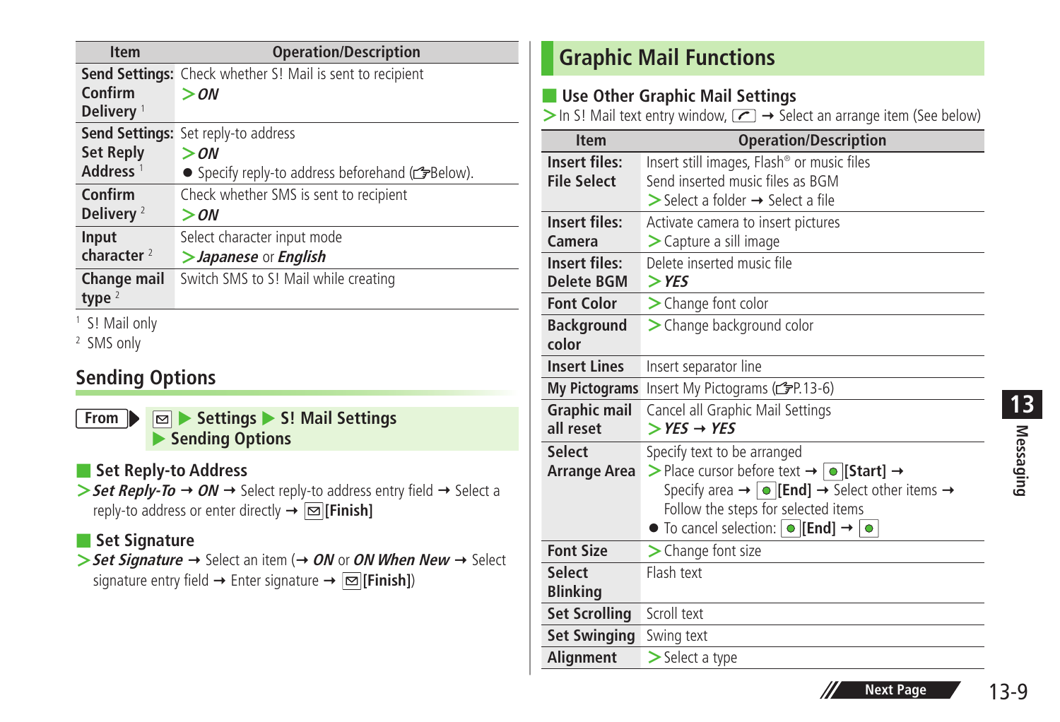| Item | Operation/Description |
|---|---|
| **Send Settings: Confirm Delivery** [1] | Check whether S! Mail is sent to recipient<br>> ***ON*** |
| **Send Settings: Set Reply Address** [1] | Set reply-to address<br>> ***ON***<br>● Specify reply-to address beforehand (☞Below). |
| **Confirm Delivery** [2] | Check whether SMS is sent to recipient<br>> ***ON*** |
| **Input character** [2] | Select character input mode<br>> ***Japanese*** or ***English*** |
| **Change mail type** [2] | Switch SMS to S! Mail while creating |

[1] S! Mail only
[2] SMS only

## Sending Options

**From** ▶ ✉ ▶ **Settings** ▶ **S! Mail Settings** ▶ **Sending Options**

### Set Reply-to Address

> ***Set Reply-To*** → ***ON*** → Select reply-to address entry field → Select a reply-to address or enter directly → ✉**[Finish]**

### Set Signature

> ***Set Signature*** → Select an item (→ ***ON*** or ***ON When New*** → Select signature entry field → Enter signature → ✉**[Finish]**)

## Graphic Mail Functions

### Use Other Graphic Mail Settings

> In S! Mail text entry window, ⌒ → Select an arrange item (See below)

| Item | Operation/Description |
|---|---|
| **Insert files: File Select** | Insert still images, Flash® or music files<br>Send inserted music files as BGM<br>> Select a folder → Select a file |
| **Insert files: Camera** | Activate camera to insert pictures<br>> Capture a sill image |
| **Insert files: Delete BGM** | Delete inserted music file<br>> ***YES*** |
| **Font Color** | > Change font color |
| **Background color** | > Change background color |
| **Insert Lines** | Insert separator line |
| **My Pictograms** | Insert My Pictograms (☞P.13-6) |
| **Graphic mail all reset** | Cancel all Graphic Mail Settings<br>> ***YES*** → ***YES*** |
| **Select Arrange Area** | Specify text to be arranged<br>> Place cursor before text → ●**[Start]** → Specify area → ●**[End]** → Select other items → Follow the steps for selected items<br>● To cancel selection: ●**[End]** → ● |
| **Font Size** | > Change font size |
| **Select Blinking** | Flash text |
| **Set Scrolling** | Scroll text |
| **Set Swinging** | Swing text |
| **Alignment** | > Select a type |

Next Page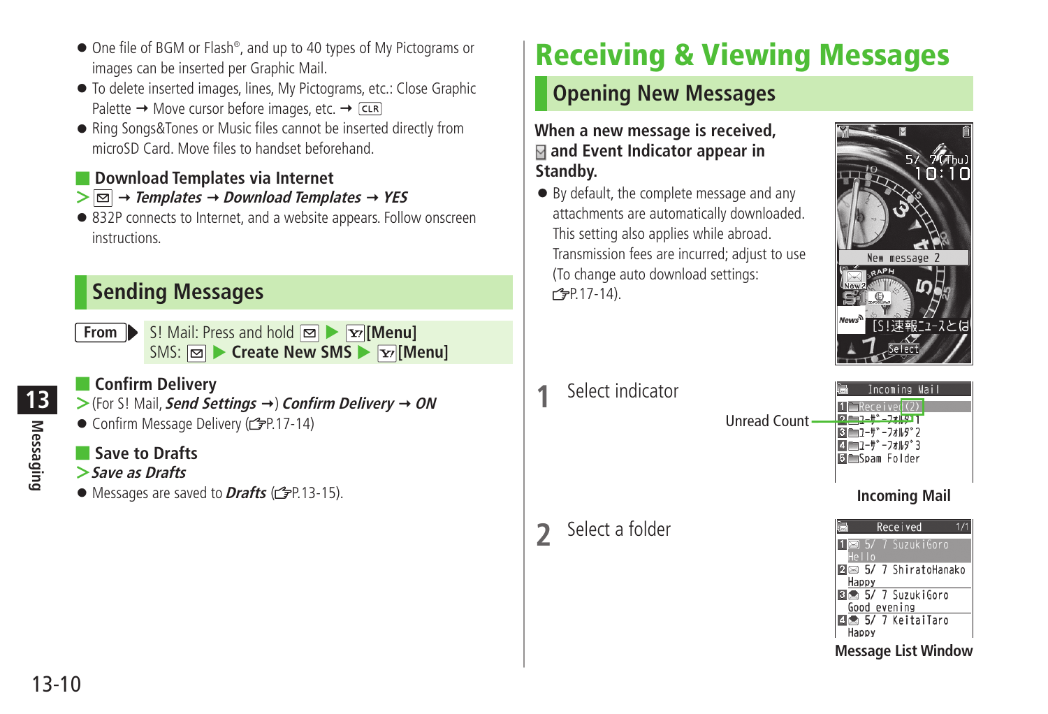- One file of BGM or Flash®, and up to 40 types of My Pictograms or images can be inserted per Graphic Mail.
- To delete inserted images, lines, My Pictograms, etc.: Close Graphic Palette → Move cursor before images, etc. → CLR
- Ring Songs&Tones or Music files cannot be inserted directly from microSD Card. Move files to handset beforehand.

### Download Templates via Internet

> ✉ → ***Templates*** → ***Download Templates*** → ***YES***

- 832P connects to Internet, and a website appears. Follow onscreen instructions.

## Sending Messages

**From** S! Mail: Press and hold ✉ ▶ **[Menu]**
SMS: ✉ ▶ **Create New SMS** ▶ **[Menu]**

### Confirm Delivery

> (For S! Mail, ***Send Settings*** →) ***Confirm Delivery*** → ***ON***

- Confirm Message Delivery (☞P.17-14)

### Save to Drafts

> ***Save as Drafts***

- Messages are saved to ***Drafts*** (☞P.13-15).

# Receiving & Viewing Messages

## Opening New Messages

**When a new message is received, ✉ and Event Indicator appear in Standby.**

- By default, the complete message and any attachments are automatically downloaded. This setting also applies while abroad. Transmission fees are incurred; adjust to use (To change auto download settings: ☞P.17-14).

**1** Select indicator

Unread Count

**Incoming Mail**

**2** Select a folder

**Message List Window**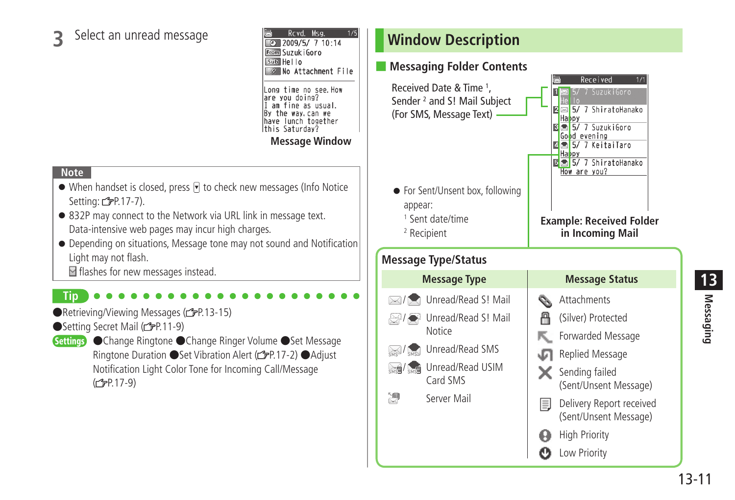**3** Select an unread message

Rcvd. Msg. 1/5
2009/5/ 7 10:14
From SuzukiGoro
Sub Hello
No Attachment File

Long time no see. How are you doing?
I am fine as usual.
By the way, can we have lunch together this Saturday?

**Message Window**

**Note**

- When handset is closed, press ▾ to check new messages (Info Notice Setting: ☞P.17-7).
- 832P may connect to the Network via URL link in message text. Data-intensive web pages may incur high charges.
- Depending on situations, Message tone may not sound and Notification Light may not flash.
  ✉ flashes for new messages instead.

**Tip**

●Retrieving/Viewing Messages (☞P.13-15)
●Setting Secret Mail (☞P.11-9)
**Settings** ●Change Ringtone ●Change Ringer Volume ●Set Message Ringtone Duration ●Set Vibration Alert (☞P.17-2) ●Adjust Notification Light Color Tone for Incoming Call/Message (☞P.17-9)

# Window Description

## Messaging Folder Contents

Received Date & Time [1], Sender [2] and S! Mail Subject (For SMS, Message Text)

Received 1/1
1 5/ 7 SuzukiGoro
Hello
2 5/ 7 ShiratoHanako
Happy
3 5/ 7 SuzukiGoro
Good evening
4 5/ 7 KeitaiTaro
Happy
5 5/ 7 ShiratoHanako
How are you?

- For Sent/Unsent box, following appear:
  [1] Sent date/time
  [2] Recipient

**Example: Received Folder in Incoming Mail**

### Message Type/Status

| Message Type | Message Status |
|---|---|
| Unread/Read S! Mail | Attachments |
| Unread/Read S! Mail Notice | (Silver) Protected |
| Unread/Read SMS | Forwarded Message |
| Unread/Read USIM Card SMS | Replied Message |
| Server Mail | Sending failed (Sent/Unsent Message) |
| | Delivery Report received (Sent/Unsent Message) |
| | High Priority |
| | Low Priority |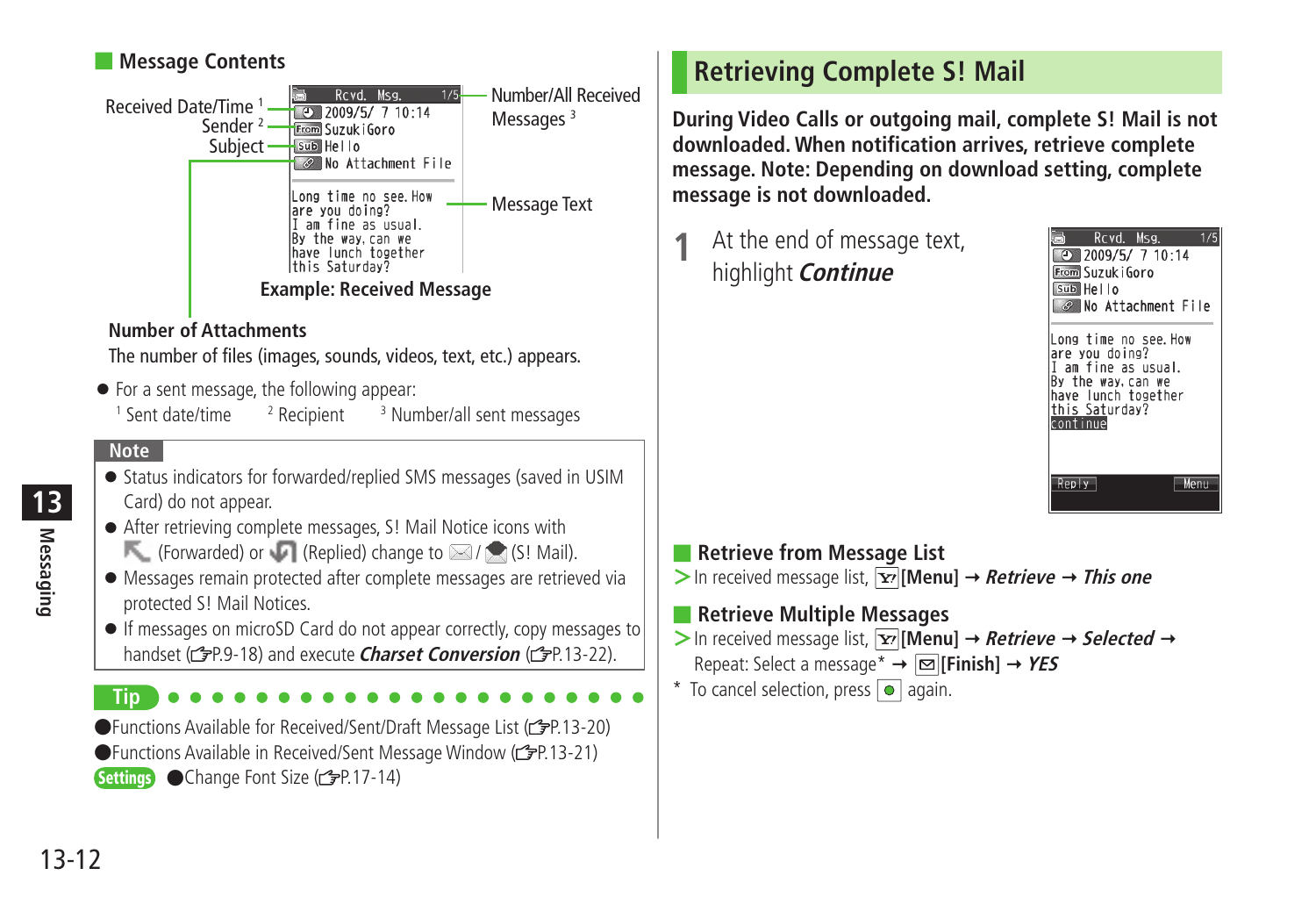## Message Contents

Received Date/Time [1]
Sender [2]
Subject

Number/All Received Messages [3]

Message Text

```
Rcvd. Msg.          1/5
2009/5/ 7 10:14
From SuzukiGoro
Sub Hello
No Attachment File

Long time no see.How
are you doing?
I am fine as usual.
By the way,can we
have lunch together
this Saturday?
```

**Example: Received Message**

**Number of Attachments**

The number of files (images, sounds, videos, text, etc.) appears.

- For a sent message, the following appear:
  [1] Sent date/time [2] Recipient [3] Number/all sent messages

**Note**

- Status indicators for forwarded/replied SMS messages (saved in USIM Card) do not appear.
- After retrieving complete messages, S! Mail Notice icons with (Forwarded) or (Replied) change to / (S! Mail).
- Messages remain protected after complete messages are retrieved via protected S! Mail Notices.
- If messages on microSD Card do not appear correctly, copy messages to handset (☞P.9-18) and execute ***Charset Conversion*** (☞P.13-22).

**Tip**

- Functions Available for Received/Sent/Draft Message List (☞P.13-20)
- Functions Available in Received/Sent Message Window (☞P.13-21)

**Settings** ●Change Font Size (☞P.17-14)

# Retrieving Complete S! Mail

**During Video Calls or outgoing mail, complete S! Mail is not downloaded. When notification arrives, retrieve complete message. Note: Depending on download setting, complete message is not downloaded.**

**1** At the end of message text, highlight ***Continue***

```
Rcvd. Msg.          1/5
2009/5/ 7 10:14
From SuzukiGoro
Sub Hello
No Attachment File

Long time no see.How
are you doing?
I am fine as usual.
By the way,can we
have lunch together
this Saturday?
continue

Reply               Menu
```

## Retrieve from Message List

> In received message list, [Menu] → ***Retrieve*** → ***This one***

## Retrieve Multiple Messages

> In received message list, [Menu] → ***Retrieve*** → ***Selected*** → Repeat: Select a message* → [Finish] → ***YES***

\* To cancel selection, press ● again.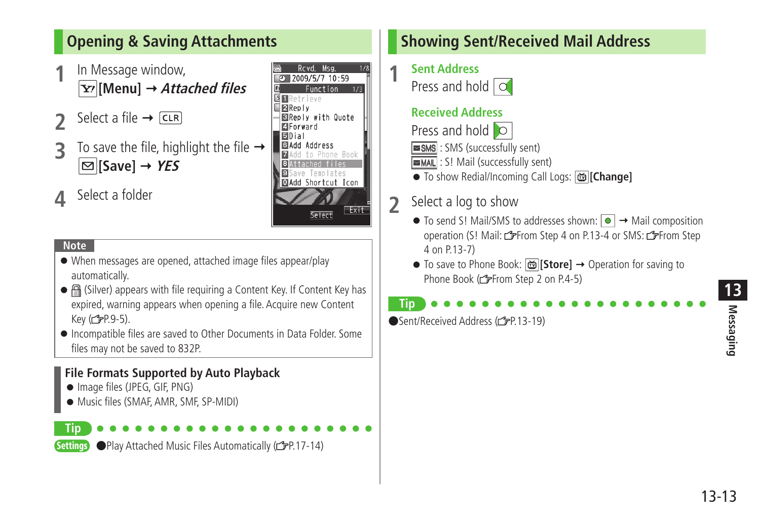## Opening & Saving Attachments

1. In Message window, [Menu] → *Attached files*
2. Select a file → CLR
3. To save the file, highlight the file → [Save] → *YES*
4. Select a folder

**Note**

- When messages are opened, attached image files appear/play automatically.
- (Silver) appears with file requiring a Content Key. If Content Key has expired, warning appears when opening a file. Acquire new Content Key (☞P.9-5).
- Incompatible files are saved to Other Documents in Data Folder. Some files may not be saved to 832P.

### File Formats Supported by Auto Playback

- Image files (JPEG, GIF, PNG)
- Music files (SMAF, AMR, SMF, SP-MIDI)

**Tip**

Settings ●Play Attached Music Files Automatically (☞P.17-14)

## Showing Sent/Received Mail Address

1. **Sent Address**

   Press and hold

   **Received Address**

   Press and hold

   SMS : SMS (successfully sent)

   MAIL : S! Mail (successfully sent)

   - To show Redial/Incoming Call Logs: **[Change]**

2. Select a log to show
   - To send S! Mail/SMS to addresses shown: → Mail composition operation (S! Mail: ☞From Step 4 on P.13-4 or SMS: ☞From Step 4 on P.13-7)
   - To save to Phone Book: **[Store]** → Operation for saving to Phone Book (☞From Step 2 on P.4-5)

**Tip**

●Sent/Received Address (☞P.13-19)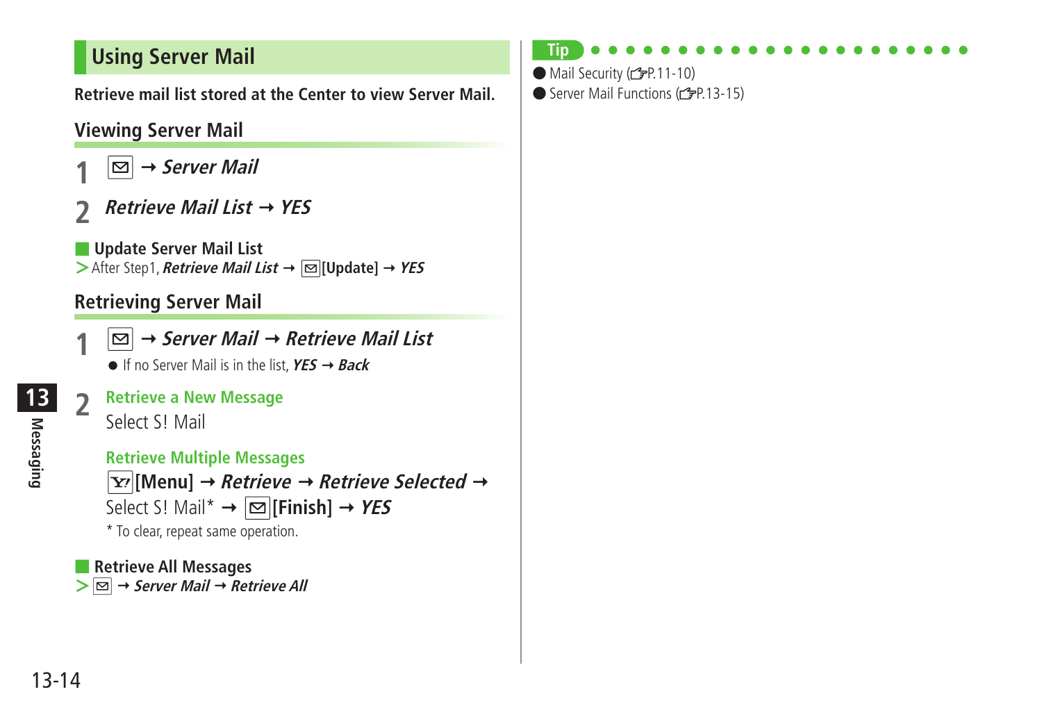# Using Server Mail

**Retrieve mail list stored at the Center to view Server Mail.**

## Viewing Server Mail

**1** ✉ → ***Server Mail***

**2** ***Retrieve Mail List*** → ***YES***

### Update Server Mail List

> After Step1, ***Retrieve Mail List*** → ✉**[Update]** → ***YES***

## Retrieving Server Mail

**1** ✉ → ***Server Mail*** → ***Retrieve Mail List***

- If no Server Mail is in the list, ***YES*** → ***Back***

**2** **Retrieve a New Message**

Select S! Mail

**Retrieve Multiple Messages**

Y! **[Menu]** → ***Retrieve*** → ***Retrieve Selected*** → Select S! Mail* → ✉**[Finish]** → ***YES***

* To clear, repeat same operation.

### Retrieve All Messages

> ✉ → ***Server Mail*** → ***Retrieve All***

**Tip**

- Mail Security (☞P.11-10)
- Server Mail Functions (☞P.13-15)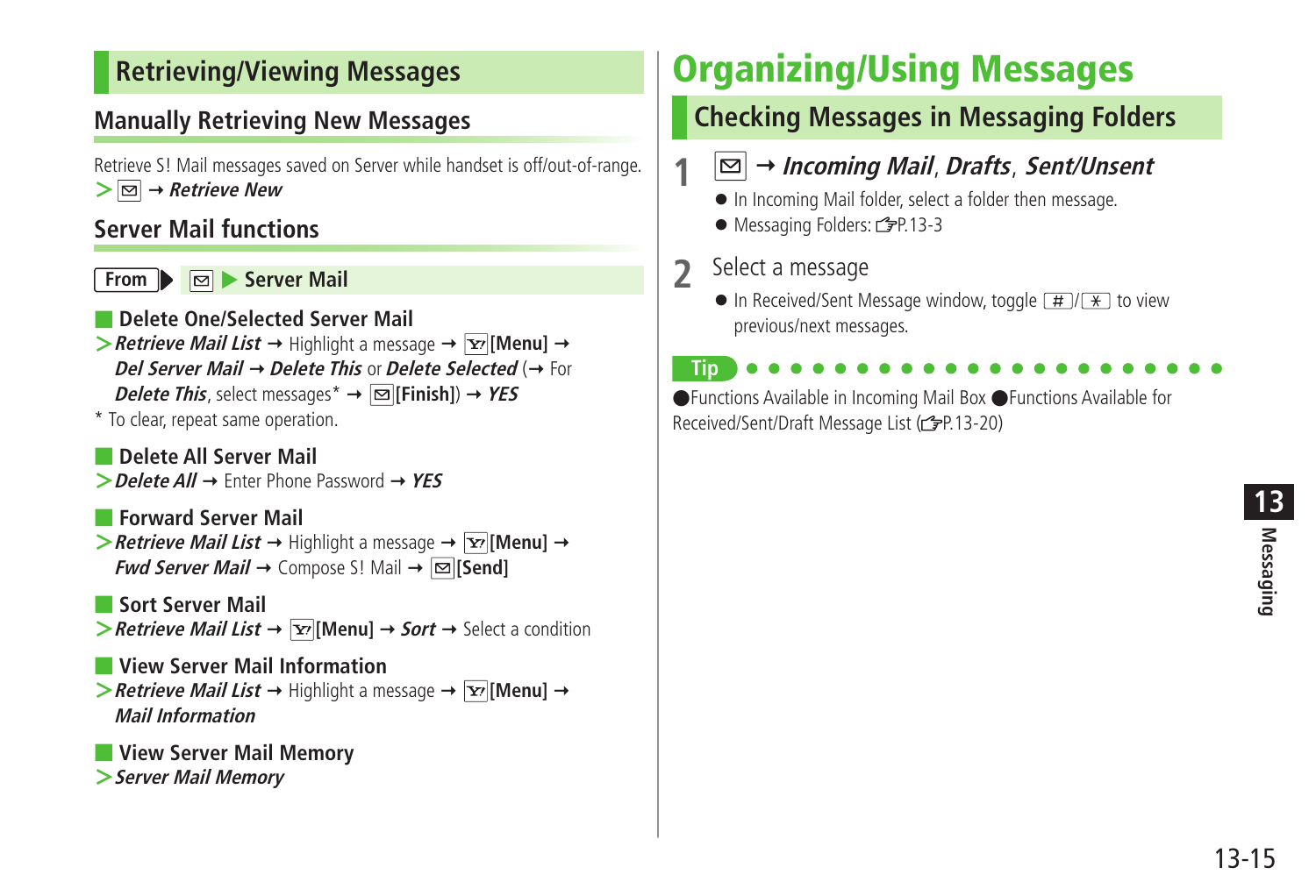## Retrieving/Viewing Messages

### Manually Retrieving New Messages

Retrieve S! Mail messages saved on Server while handset is off/out-of-range.

> [✉] → ***Retrieve New***

### Server Mail functions

**From** ▶ [✉] ▶ **Server Mail**

#### Delete One/Selected Server Mail

> ***Retrieve Mail List*** → Highlight a message → [Y!]**[Menu]** → ***Del Server Mail*** → ***Delete This*** or ***Delete Selected*** (→ For ***Delete This***, select messages* → [✉]**[Finish]**) → ***YES***

\* To clear, repeat same operation.

#### Delete All Server Mail

> ***Delete All*** → Enter Phone Password → ***YES***

#### Forward Server Mail

> ***Retrieve Mail List*** → Highlight a message → [Y!]**[Menu]** → ***Fwd Server Mail*** → Compose S! Mail → [✉]**[Send]**

#### Sort Server Mail

> ***Retrieve Mail List*** → [Y!]**[Menu]** → ***Sort*** → Select a condition

#### View Server Mail Information

> ***Retrieve Mail List*** → Highlight a message → [Y!]**[Menu]** → ***Mail Information***

#### View Server Mail Memory

> ***Server Mail Memory***

# Organizing/Using Messages

## Checking Messages in Messaging Folders

**1** [✉] → ***Incoming Mail***, ***Drafts***, ***Sent/Unsent***

- In Incoming Mail folder, select a folder then message.
- Messaging Folders: ☞P.13-3

**2** Select a message

- In Received/Sent Message window, toggle [#]/[*] to view previous/next messages.

**Tip**

●Functions Available in Incoming Mail Box ●Functions Available for Received/Sent/Draft Message List (☞P.13-20)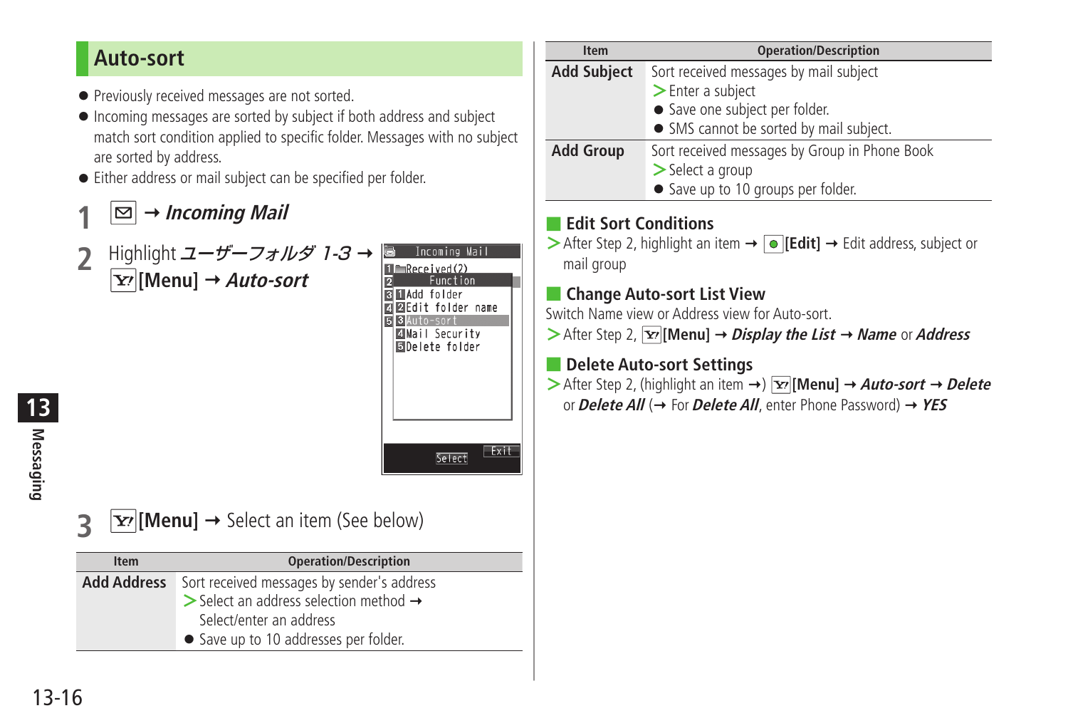## Auto-sort

- Previously received messages are not sorted.
- Incoming messages are sorted by subject if both address and subject match sort condition applied to specific folder. Messages with no subject are sorted by address.
- Either address or mail subject can be specified per folder.

**1** ✉ → ***Incoming Mail***

**2** Highlight *ユーザーフォルダ 1-3* → **Y! [Menu]** → ***Auto-sort***

**3** **Y! [Menu]** → Select an item (See below)

| Item | Operation/Description |
|---|---|
| **Add Address** | Sort received messages by sender's address<br>> Select an address selection method → Select/enter an address<br>● Save up to 10 addresses per folder. |
| **Add Subject** | Sort received messages by mail subject<br>> Enter a subject<br>● Save one subject per folder.<br>● SMS cannot be sorted by mail subject. |
| **Add Group** | Sort received messages by Group in Phone Book<br>> Select a group<br>● Save up to 10 groups per folder. |

### Edit Sort Conditions

> After Step 2, highlight an item → ● **[Edit]** → Edit address, subject or mail group

### Change Auto-sort List View

Switch Name view or Address view for Auto-sort.

> After Step 2, **Y! [Menu]** → ***Display the List*** → ***Name*** or ***Address***

### Delete Auto-sort Settings

> After Step 2, (highlight an item →) **Y! [Menu]** → ***Auto-sort*** → ***Delete*** or ***Delete All*** (→ For ***Delete All***, enter Phone Password) → ***YES***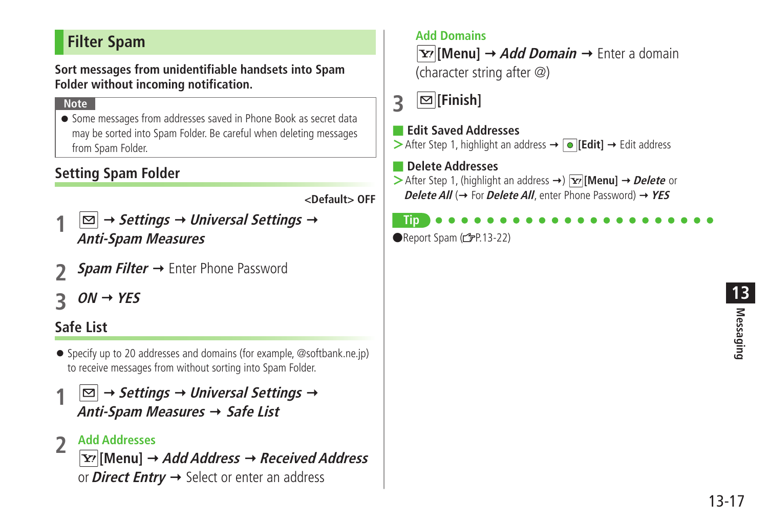## Filter Spam

**Sort messages from unidentifiable handsets into Spam Folder without incoming notification.**

**Note**

- Some messages from addresses saved in Phone Book as secret data may be sorted into Spam Folder. Be careful when deleting messages from Spam Folder.

### Setting Spam Folder

<Default> OFF

1. ✉ → ***Settings*** → ***Universal Settings*** → ***Anti-Spam Measures***
2. ***Spam Filter*** → Enter Phone Password
3. ***ON*** → ***YES***

### Safe List

- Specify up to 20 addresses and domains (for example, @softbank.ne.jp) to receive messages from without sorting into Spam Folder.

1. ✉ → ***Settings*** → ***Universal Settings*** → ***Anti-Spam Measures*** → ***Safe List***
2. **Add Addresses**
   Y! **[Menu]** → ***Add Address*** → ***Received Address*** or ***Direct Entry*** → Select or enter an address

   **Add Domains**
   Y! **[Menu]** → ***Add Domain*** → Enter a domain (character string after @)
3. ✉ **[Finish]**

#### Edit Saved Addresses

> After Step 1, highlight an address → ● **[Edit]** → Edit address

#### Delete Addresses

> After Step 1, (highlight an address →) Y! **[Menu]** → ***Delete*** or ***Delete All*** (→ For ***Delete All***, enter Phone Password) → ***YES***

**Tip**

- Report Spam (☞P.13-22)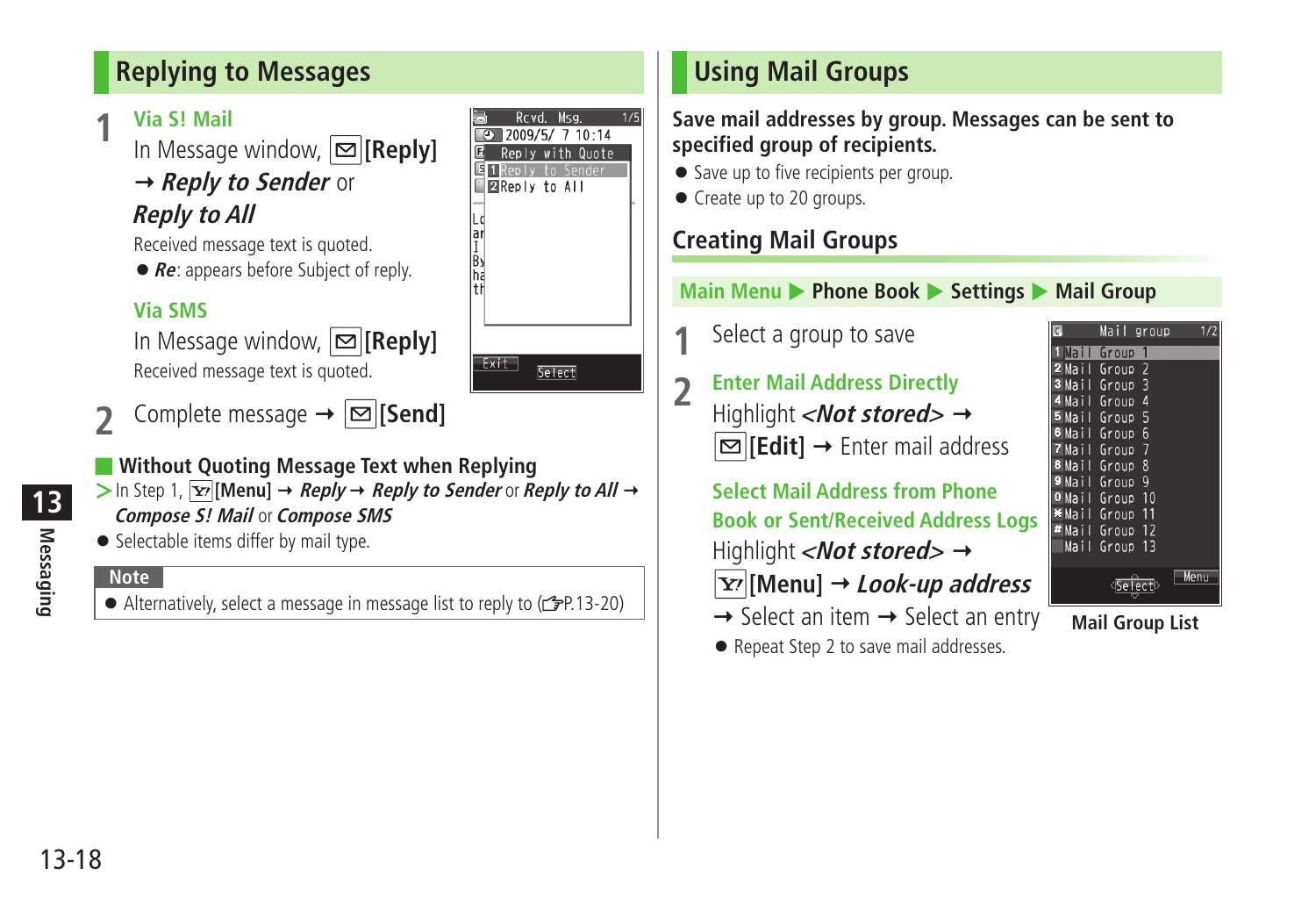## Replying to Messages

**1** **Via S! Mail**

In Message window, [✉][Reply] → ***Reply to Sender*** or ***Reply to All***

Received message text is quoted.

- ***Re***: appears before Subject of reply.

**Via SMS**

In Message window, [✉][Reply]

Received message text is quoted.

**2** Complete message → [✉][Send]

### Without Quoting Message Text when Replying

> In Step 1, [Y!][Menu] → ***Reply*** → ***Reply to Sender*** or ***Reply to All*** → ***Compose S! Mail*** or ***Compose SMS***

- Selectable items differ by mail type.

**Note**

- Alternatively, select a message in message list to reply to (☞P.13-20)

## Using Mail Groups

**Save mail addresses by group. Messages can be sent to specified group of recipients.**

- Save up to five recipients per group.
- Create up to 20 groups.

### Creating Mail Groups

Main Menu ▶ Phone Book ▶ Settings ▶ Mail Group

**1** Select a group to save

**2** **Enter Mail Address Directly**

Highlight ***<Not stored>*** → [✉][Edit] → Enter mail address

**Select Mail Address from Phone Book or Sent/Received Address Logs**

Highlight ***<Not stored>*** → [Y!][Menu] → ***Look-up address*** → Select an item → Select an entry

- Repeat Step 2 to save mail addresses.

Mail Group List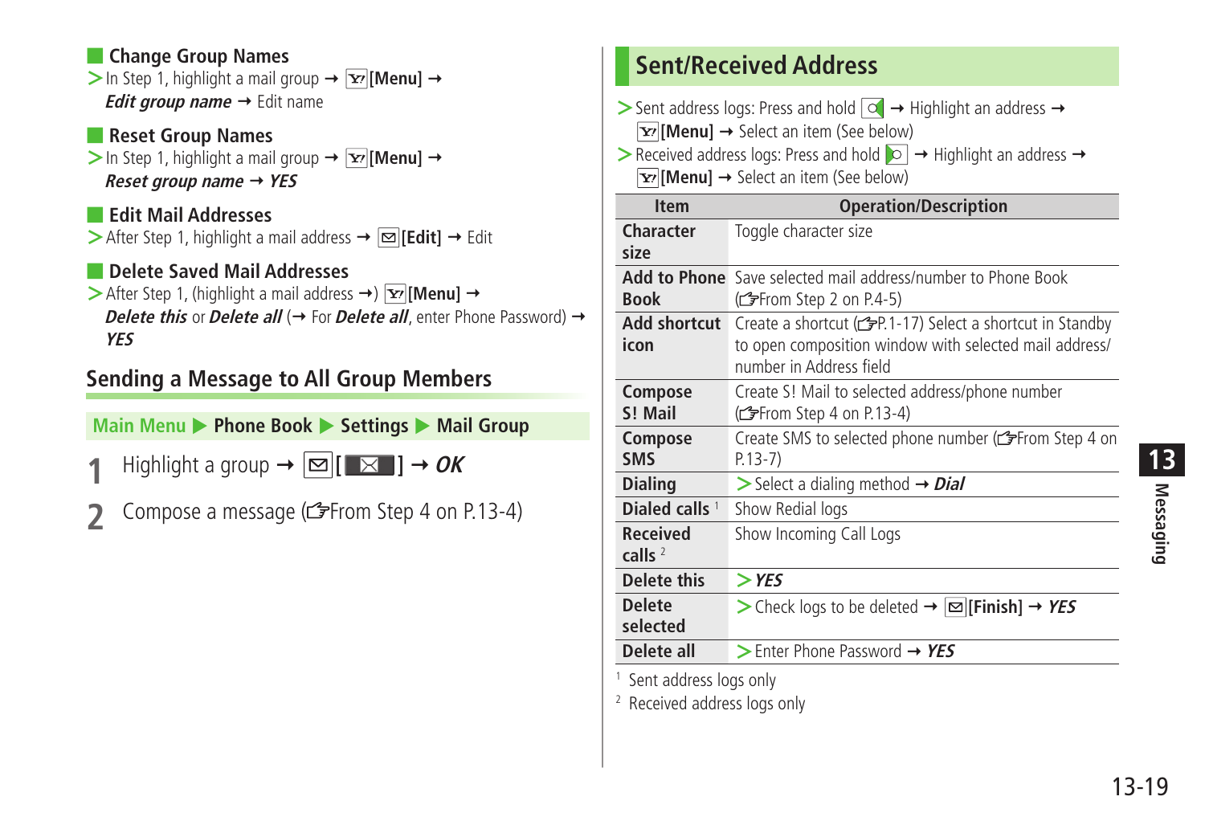### Change Group Names

> In Step 1, highlight a mail group → [Menu] → ***Edit group name*** → Edit name

### Reset Group Names

> In Step 1, highlight a mail group → [Menu] → ***Reset group name*** → ***YES***

### Edit Mail Addresses

> After Step 1, highlight a mail address → **[Edit]** → Edit

### Delete Saved Mail Addresses

> After Step 1, (highlight a mail address →) **[Menu]** → ***Delete this*** or ***Delete all*** (→ For ***Delete all***, enter Phone Password) → ***YES***

## Sending a Message to All Group Members

**Main Menu ▶ Phone Book ▶ Settings ▶ Mail Group**

1. Highlight a group → [ ] → ***OK***
2. Compose a message (☞From Step 4 on P.13-4)

## Sent/Received Address

> Sent address logs: Press and hold → Highlight an address → **[Menu]** → Select an item (See below)

> Received address logs: Press and hold → Highlight an address → **[Menu]** → Select an item (See below)

| Item | Operation/Description |
|---|---|
| **Character size** | Toggle character size |
| **Add to Phone Book** | Save selected mail address/number to Phone Book (☞From Step 2 on P.4-5) |
| **Add shortcut icon** | Create a shortcut (☞P.1-17) Select a shortcut in Standby to open composition window with selected mail address/number in Address field |
| **Compose S! Mail** | Create S! Mail to selected address/phone number (☞From Step 4 on P.13-4) |
| **Compose SMS** | Create SMS to selected phone number (☞From Step 4 on P.13-7) |
| **Dialing** | > Select a dialing method → ***Dial*** |
| **Dialed calls** [1] | Show Redial logs |
| **Received calls** [2] | Show Incoming Call Logs |
| **Delete this** | > ***YES*** |
| **Delete selected** | > Check logs to be deleted → **[Finish]** → ***YES*** |
| **Delete all** | > Enter Phone Password → ***YES*** |

[1] Sent address logs only

[2] Received address logs only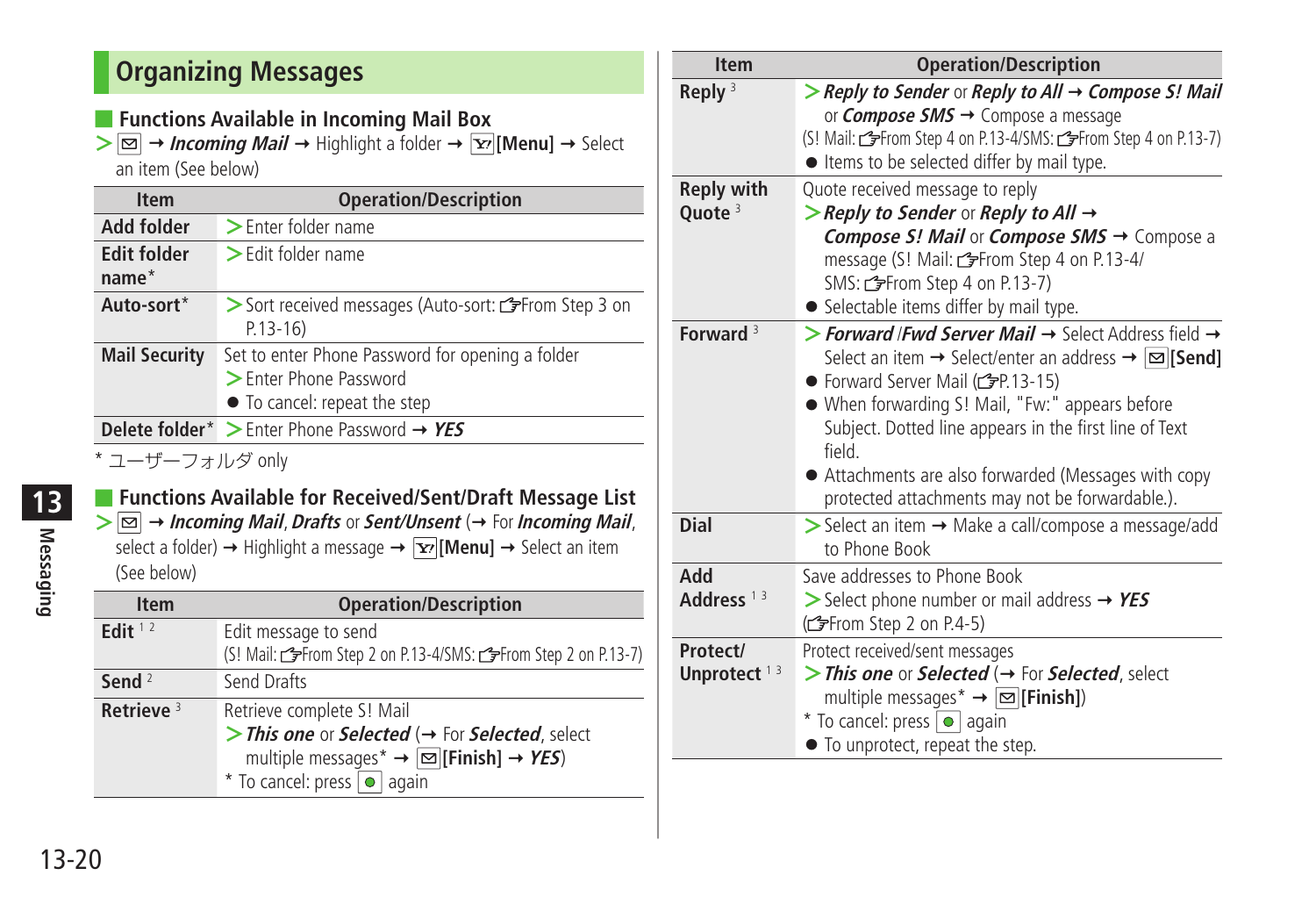## Organizing Messages

### Functions Available in Incoming Mail Box

> [✉] → ***Incoming Mail*** → Highlight a folder → [Y!] **[Menu]** → Select an item (See below)

| Item | Operation/Description |
|---|---|
| **Add folder** | > Enter folder name |
| **Edit folder name*** | > Edit folder name |
| **Auto-sort*** | > Sort received messages (Auto-sort: ☞From Step 3 on P.13-16) |
| **Mail Security** | Set to enter Phone Password for opening a folder<br>> Enter Phone Password<br>● To cancel: repeat the step |
| **Delete folder*** | > Enter Phone Password → ***YES*** |

\* ユーザーフォルダ only

### Functions Available for Received/Sent/Draft Message List

> [✉] → ***Incoming Mail***, ***Drafts*** or ***Sent/Unsent*** (→ For ***Incoming Mail***, select a folder) → Highlight a message → [Y!] **[Menu]** → Select an item (See below)

| Item | Operation/Description |
|---|---|
| **Edit** [1 2] | Edit message to send<br>(S! Mail: ☞From Step 2 on P.13-4/SMS: ☞From Step 2 on P.13-7) |
| **Send** [2] | Send Drafts |
| **Retrieve** [3] | Retrieve complete S! Mail<br>> ***This one*** or ***Selected*** (→ For ***Selected***, select multiple messages* → [✉] **[Finish]** → ***YES***)<br>\* To cancel: press [●] again |
| **Reply** [3] | > ***Reply to Sender*** or ***Reply to All*** → ***Compose S! Mail*** or ***Compose SMS*** → Compose a message<br>(S! Mail: ☞From Step 4 on P.13-4/SMS: ☞From Step 4 on P.13-7)<br>● Items to be selected differ by mail type. |
| **Reply with Quote** [3] | Quote received message to reply<br>> ***Reply to Sender*** or ***Reply to All*** → ***Compose S! Mail*** or ***Compose SMS*** → Compose a message (S! Mail: ☞From Step 4 on P.13-4/ SMS: ☞From Step 4 on P.13-7)<br>● Selectable items differ by mail type. |
| **Forward** [3] | > ***Forward*** /***Fwd Server Mail*** → Select Address field → Select an item → Select/enter an address → [✉] **[Send]**<br>● Forward Server Mail (☞P.13-15)<br>● When forwarding S! Mail, "Fw:" appears before Subject. Dotted line appears in the first line of Text field.<br>● Attachments are also forwarded (Messages with copy protected attachments may not be forwardable.). |
| **Dial** | > Select an item → Make a call/compose a message/add to Phone Book |
| **Add Address** [1 3] | Save addresses to Phone Book<br>> Select phone number or mail address → ***YES***<br>(☞From Step 2 on P.4-5) |
| **Protect/ Unprotect** [1 3] | Protect received/sent messages<br>> ***This one*** or ***Selected*** (→ For ***Selected***, select multiple messages* → [✉] **[Finish]**)<br>\* To cancel: press [●] again<br>● To unprotect, repeat the step. |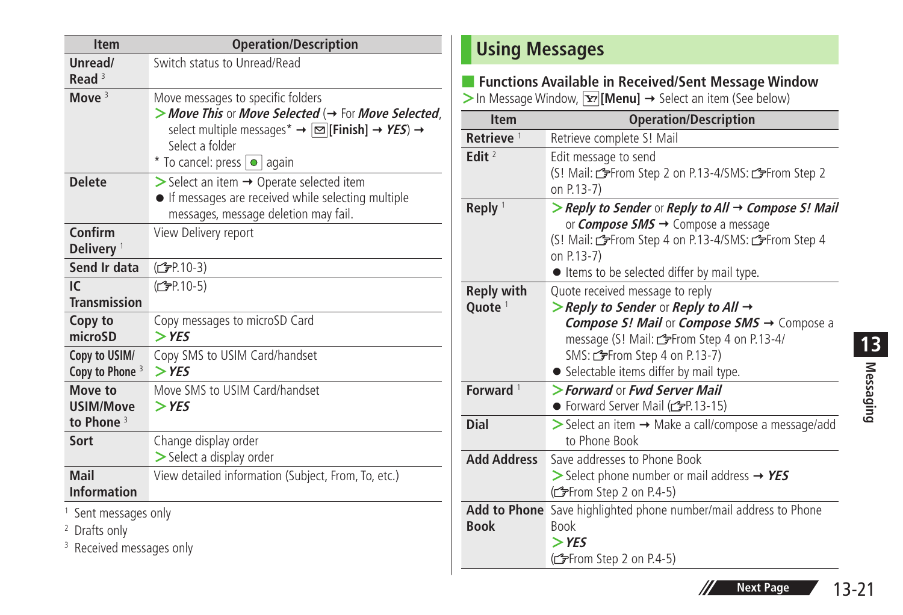| Item | Operation/Description |
|---|---|
| **Unread/ Read** [3] | Switch status to Unread/Read |
| **Move** [3] | Move messages to specific folders<br>> ***Move This*** or ***Move Selected*** (→ For ***Move Selected***, select multiple messages* → [Finish] → ***YES***) → Select a folder<br>* To cancel: press again |
| **Delete** | > Select an item → Operate selected item<br>● If messages are received while selecting multiple messages, message deletion may fail. |
| **Confirm Delivery** [1] | View Delivery report |
| **Send Ir data** | (☞P.10-3) |
| **IC Transmission** | (☞P.10-5) |
| **Copy to microSD** | Copy messages to microSD Card<br>> ***YES*** |
| **Copy to USIM/ Copy to Phone** [3] | Copy SMS to USIM Card/handset<br>> ***YES*** |
| **Move to USIM/Move to Phone** [3] | Move SMS to USIM Card/handset<br>> ***YES*** |
| **Sort** | Change display order<br>> Select a display order |
| **Mail Information** | View detailed information (Subject, From, To, etc.) |

[1] Sent messages only
[2] Drafts only
[3] Received messages only

# Using Messages

## Functions Available in Received/Sent Message Window

> In Message Window, [Menu] → Select an item (See below)

| Item | Operation/Description |
|---|---|
| **Retrieve** [1] | Retrieve complete S! Mail |
| **Edit** [2] | Edit message to send<br>(S! Mail: ☞From Step 2 on P.13-4/SMS: ☞From Step 2 on P.13-7) |
| **Reply** [1] | > ***Reply to Sender*** or ***Reply to All*** → ***Compose S! Mail*** or ***Compose SMS*** → Compose a message<br>(S! Mail: ☞From Step 4 on P.13-4/SMS: ☞From Step 4 on P.13-7)<br>● Items to be selected differ by mail type. |
| **Reply with Quote** [1] | Quote received message to reply<br>> ***Reply to Sender*** or ***Reply to All*** → ***Compose S! Mail*** or ***Compose SMS*** → Compose a message (S! Mail: ☞From Step 4 on P.13-4/ SMS: ☞From Step 4 on P.13-7)<br>● Selectable items differ by mail type. |
| **Forward** [1] | > ***Forward*** or ***Fwd Server Mail***<br>● Forward Server Mail (☞P.13-15) |
| **Dial** | > Select an item → Make a call/compose a message/add to Phone Book |
| **Add Address** | Save addresses to Phone Book<br>> Select phone number or mail address → ***YES***<br>(☞From Step 2 on P.4-5) |
| **Add to Phone Book** | Save highlighted phone number/mail address to Phone Book<br>> ***YES***<br>(☞From Step 2 on P.4-5) |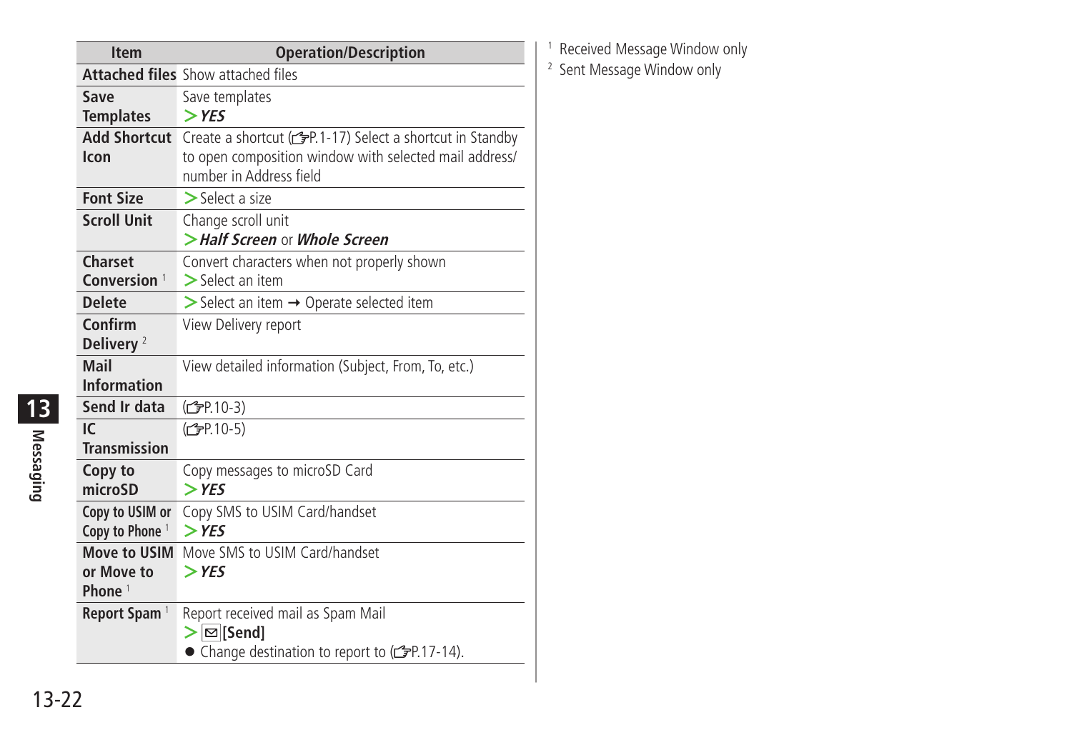| Item | Operation/Description |
|---|---|
| **Attached files** | Show attached files |
| **Save Templates** | Save templates<br>> ***YES*** |
| **Add Shortcut Icon** | Create a shortcut (☞P.1-17) Select a shortcut in Standby to open composition window with selected mail address/ number in Address field |
| **Font Size** | > Select a size |
| **Scroll Unit** | Change scroll unit<br>> ***Half Screen*** or ***Whole Screen*** |
| **Charset Conversion** [1] | Convert characters when not properly shown<br>> Select an item |
| **Delete** | > Select an item → Operate selected item |
| **Confirm Delivery** [2] | View Delivery report |
| **Mail Information** | View detailed information (Subject, From, To, etc.) |
| **Send Ir data** | (☞P.10-3) |
| **IC Transmission** | (☞P.10-5) |
| **Copy to microSD** | Copy messages to microSD Card<br>> ***YES*** |
| **Copy to USIM or Copy to Phone** [1] | Copy SMS to USIM Card/handset<br>> ***YES*** |
| **Move to USIM or Move to Phone** [1] | Move SMS to USIM Card/handset<br>> ***YES*** |
| **Report Spam** [1] | Report received mail as Spam Mail<br>> ✉ **[Send]**<br>● Change destination to report to (☞P.17-14). |

[1] Received Message Window only

[2] Sent Message Window only